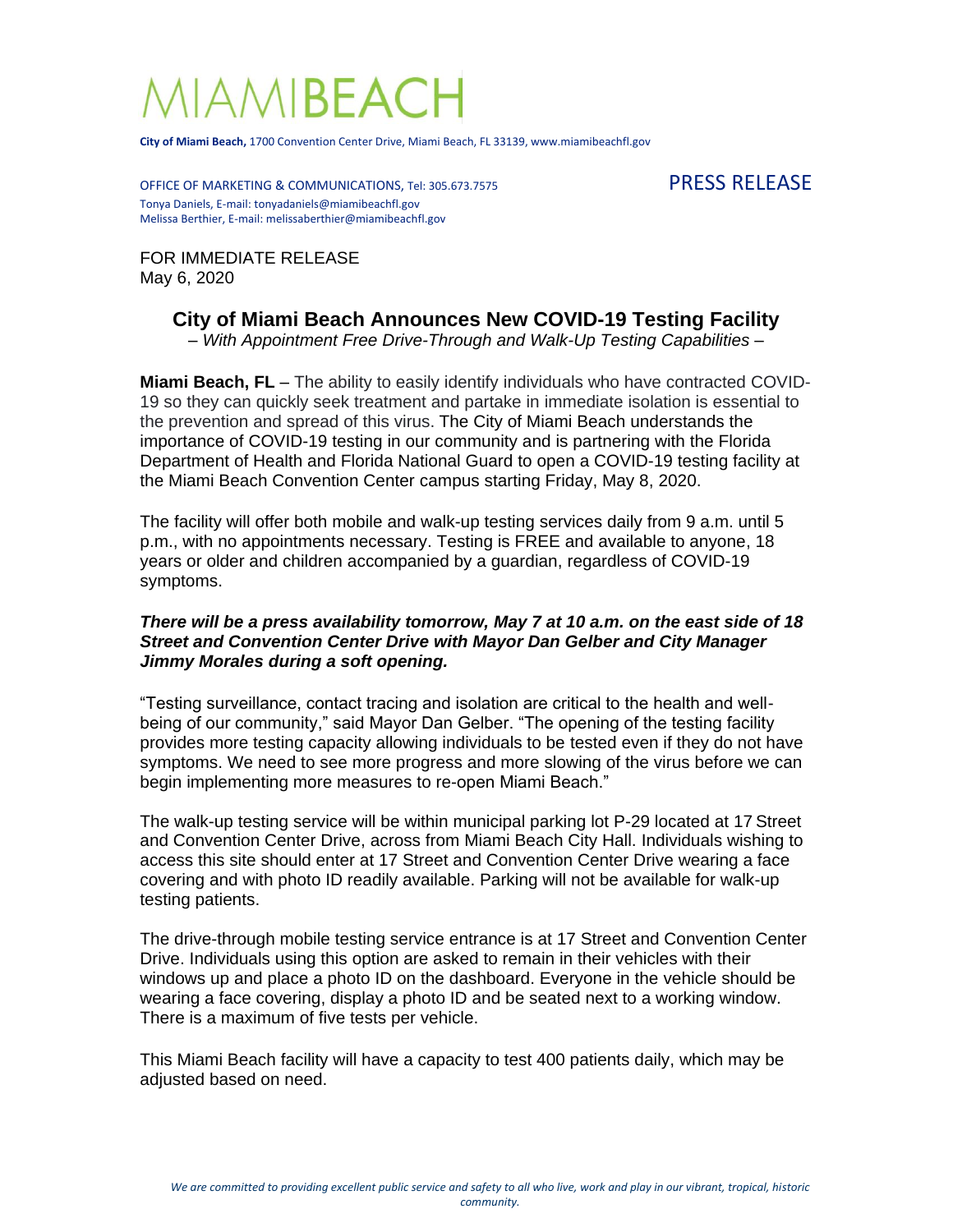# MIAMIBEACH

**City of Miami Beach,** 1700 Convention Center Drive, Miami Beach, FL 33139, www.miamibeachfl.gov

OFFICE OF MARKETING & COMMUNICATIONS, Tel: 305.673.7575
Tonya Daniels, E-mail: tonyadaniels@miamibeachfl.gov
Melissa Berthier, E-mail: melissaberthier@miamibeachfl.gov

PRESS RELEASE

FOR IMMEDIATE RELEASE
May 6, 2020

## City of Miami Beach Announces New COVID-19 Testing Facility

*– With Appointment Free Drive-Through and Walk-Up Testing Capabilities –*

**Miami Beach, FL** – The ability to easily identify individuals who have contracted COVID-19 so they can quickly seek treatment and partake in immediate isolation is essential to the prevention and spread of this virus. The City of Miami Beach understands the importance of COVID-19 testing in our community and is partnering with the Florida Department of Health and Florida National Guard to open a COVID-19 testing facility at the Miami Beach Convention Center campus starting Friday, May 8, 2020.

The facility will offer both mobile and walk-up testing services daily from 9 a.m. until 5 p.m., with no appointments necessary. Testing is FREE and available to anyone, 18 years or older and children accompanied by a guardian, regardless of COVID-19 symptoms.

***There will be a press availability tomorrow, May 7 at 10 a.m. on the east side of 18 Street and Convention Center Drive with Mayor Dan Gelber and City Manager Jimmy Morales during a soft opening.***

"Testing surveillance, contact tracing and isolation are critical to the health and well-being of our community," said Mayor Dan Gelber. "The opening of the testing facility provides more testing capacity allowing individuals to be tested even if they do not have symptoms. We need to see more progress and more slowing of the virus before we can begin implementing more measures to re-open Miami Beach."

The walk-up testing service will be within municipal parking lot P-29 located at 17 Street and Convention Center Drive, across from Miami Beach City Hall. Individuals wishing to access this site should enter at 17 Street and Convention Center Drive wearing a face covering and with photo ID readily available. Parking will not be available for walk-up testing patients.

The drive-through mobile testing service entrance is at 17 Street and Convention Center Drive. Individuals using this option are asked to remain in their vehicles with their windows up and place a photo ID on the dashboard. Everyone in the vehicle should be wearing a face covering, display a photo ID and be seated next to a working window. There is a maximum of five tests per vehicle.

This Miami Beach facility will have a capacity to test 400 patients daily, which may be adjusted based on need.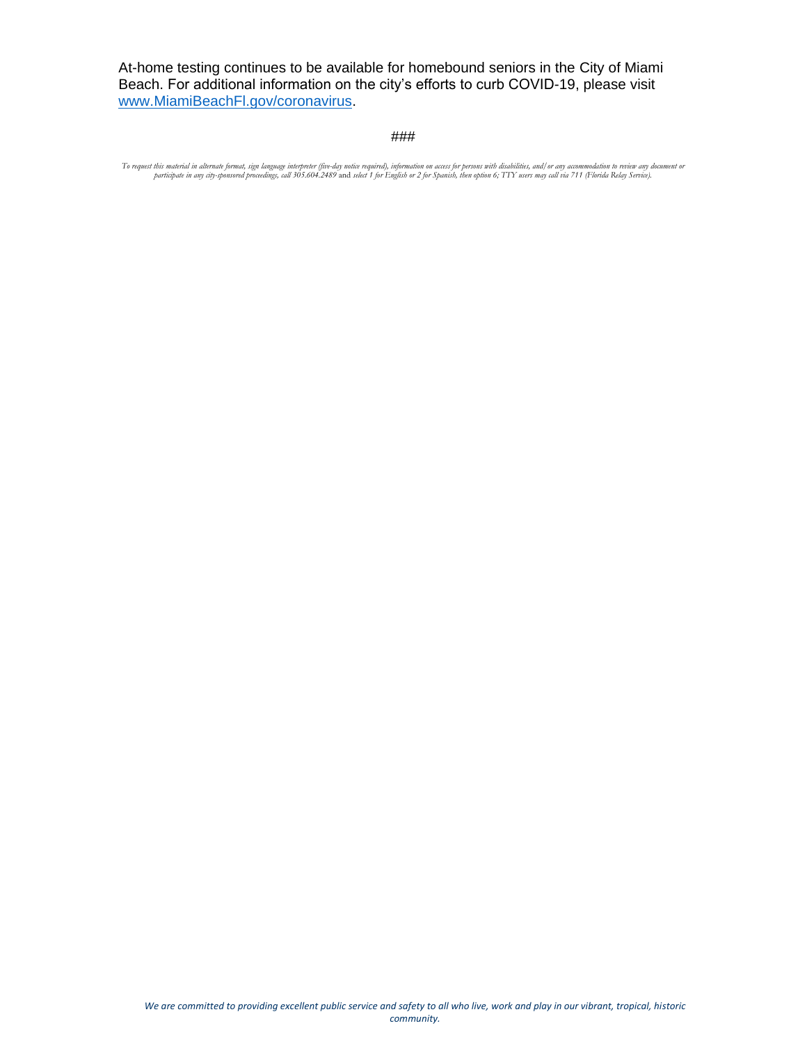At-home testing continues to be available for homebound seniors in the City of Miami Beach. For additional information on the city's efforts to curb COVID-19, please visit [www.MiamiBeachFl.gov/coronavirus](http://www.MiamiBeachFl.gov/coronavirus).

###

*To request this material in alternate format, sign language interpreter (five-day notice required), information on access for persons with disabilities, and/or any accommodation to review any document or participate in any city-sponsored proceedings, call 305.604.2489* and *select 1 for English or 2 for Spanish, then option 6; TTY users may call via 711 (Florida Relay Service).*

*We are committed to providing excellent public service and safety to all who live, work and play in our vibrant, tropical, historic community.*